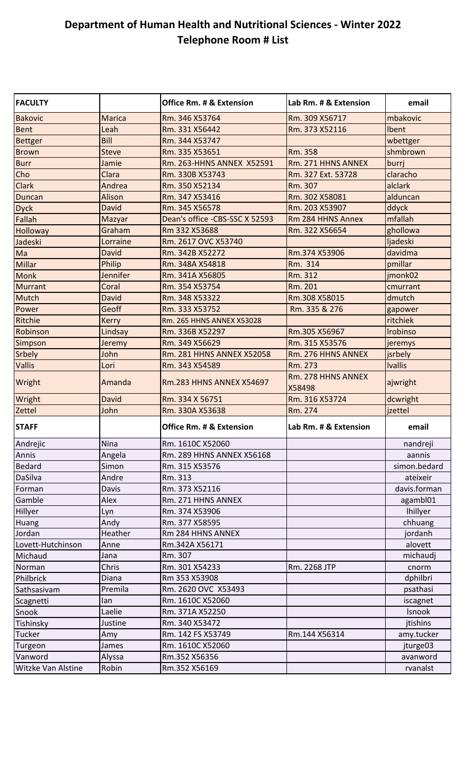# Department of Human Health and Nutritional Sciences - Winter 2022
## Telephone Room # List

| FACULTY | | Office Rm. # & Extension | Lab Rm. # & Extension | email |
|---|---|---|---|---|
| Bakovic | Marica | Rm. 346 X53764 | Rm. 309 X56717 | mbakovic |
| Bent | Leah | Rm. 331 X56442 | Rm. 373 X52116 | lbent |
| Bettger | Bill | Rm. 344 X53747 | | wbettger |
| Brown | Steve | Rm. 335 X53651 | Rm. 358 | shmbrown |
| Burr | Jamie | Rm. 263-HHNS ANNEX X52591 | Rm. 271 HHNS ANNEX | burrj |
| Cho | Clara | Rm. 330B X53743 | Rm. 327 Ext. 53728 | claracho |
| Clark | Andrea | Rm. 350 X52134 | Rm. 307 | alclark |
| Duncan | Alison | Rm. 347 X53416 | Rm. 302 X58081 | alduncan |
| Dyck | David | Rm. 345 X56578 | Rm. 203 X53907 | ddyck |
| Fallah | Mazyar | Dean's office -CBS-SSC X 52593 | Rm 284 HHNS Annex | mfallah |
| Holloway | Graham | Rm 332 X53688 | Rm. 322 X56654 | ghollowa |
| Jadeski | Lorraine | Rm. 2617 OVC X53740 | | ljadeski |
| Ma | David | Rm. 342B X52272 | Rm.374 X53906 | davidma |
| Millar | Philip | Rm. 348A X54818 | Rm. 314 | pmillar |
| Monk | Jennifer | Rm. 341A X56805 | Rm. 312 | jmonk02 |
| Murrant | Coral | Rm. 354 X53754 | Rm. 201 | cmurrant |
| Mutch | David | Rm. 348 X53322 | Rm.308 X58015 | dmutch |
| Power | Geoff | Rm. 333 X53752 | Rm. 335 & 276 | gapower |
| Ritchie | Kerry | Rm. 265 HHNS ANNEX X53028 | | ritchiek |
| Robinson | Lindsay | Rm. 336B X52297 | Rm.305 X56967 | lrobinso |
| Simpson | Jeremy | Rm. 349 X56629 | Rm. 315 X53576 | jeremys |
| Srbely | John | Rm. 281 HHNS ANNEX X52058 | Rm. 276 HHNS ANNEX | jsrbely |
| Vallis | Lori | Rm. 343 X54589 | Rm. 273 | lvallis |
| Wright | Amanda | Rm.283 HHNS ANNEX X54697 | Rm. 278 HHNS ANNEX X58498 | ajwright |
| Wright | David | Rm. 334 X 56751 | Rm. 316 X53724 | dcwright |
| Zettel | John | Rm. 330A X53638 | Rm. 274 | jzettel |
| **STAFF** | | **Office Rm. # & Extension** | **Lab Rm. # & Extension** | **email** |
| Andrejic | Nina | Rm. 1610C X52060 | | nandreji |
| Annis | Angela | Rm. 289 HHNS ANNEX X56168 | | aannis |
| Bedard | Simon | Rm. 315 X53576 | | simon.bedard |
| DaSilva | Andre | Rm. 313 | | ateixeir |
| Forman | Davis | Rm. 373 X52116 | | davis.forman |
| Gamble | Alex | Rm. 271 HHNS ANNEX | | agambl01 |
| Hillyer | Lyn | Rm. 374 X53906 | | lhillyer |
| Huang | Andy | Rm. 377 X58595 | | chhuang |
| Jordan | Heather | Rm 284 HHNS ANNEX | | jordanh |
| Lovett-Hutchinson | Anne | Rm.342A X56171 | | alovett |
| Michaud | Jana | Rm. 307 | | michaudj |
| Norman | Chris | Rm. 301 X54233 | Rm. 2268 JTP | cnorm |
| Philbrick | Diana | Rm 353 X53908 | | dphilbri |
| Sathsasivam | Premila | Rm. 2620 OVC X53493 | | psathasi |
| Scagnetti | Ian | Rm. 1610C X52060 | | iscagnet |
| Snook | Laelie | Rm. 371A X52250 | | lsnook |
| Tishinsky | Justine | Rm. 340 X53472 | | jtishins |
| Tucker | Amy | Rm. 142 FS X53749 | Rm.144 X56314 | amy.tucker |
| Turgeon | James | Rm. 1610C X52060 | | jturge03 |
| Vanword | Alyssa | Rm.352 X56356 | | avanword |
| Witzke Van Alstine | Robin | Rm.352 X56169 | | rvanalst |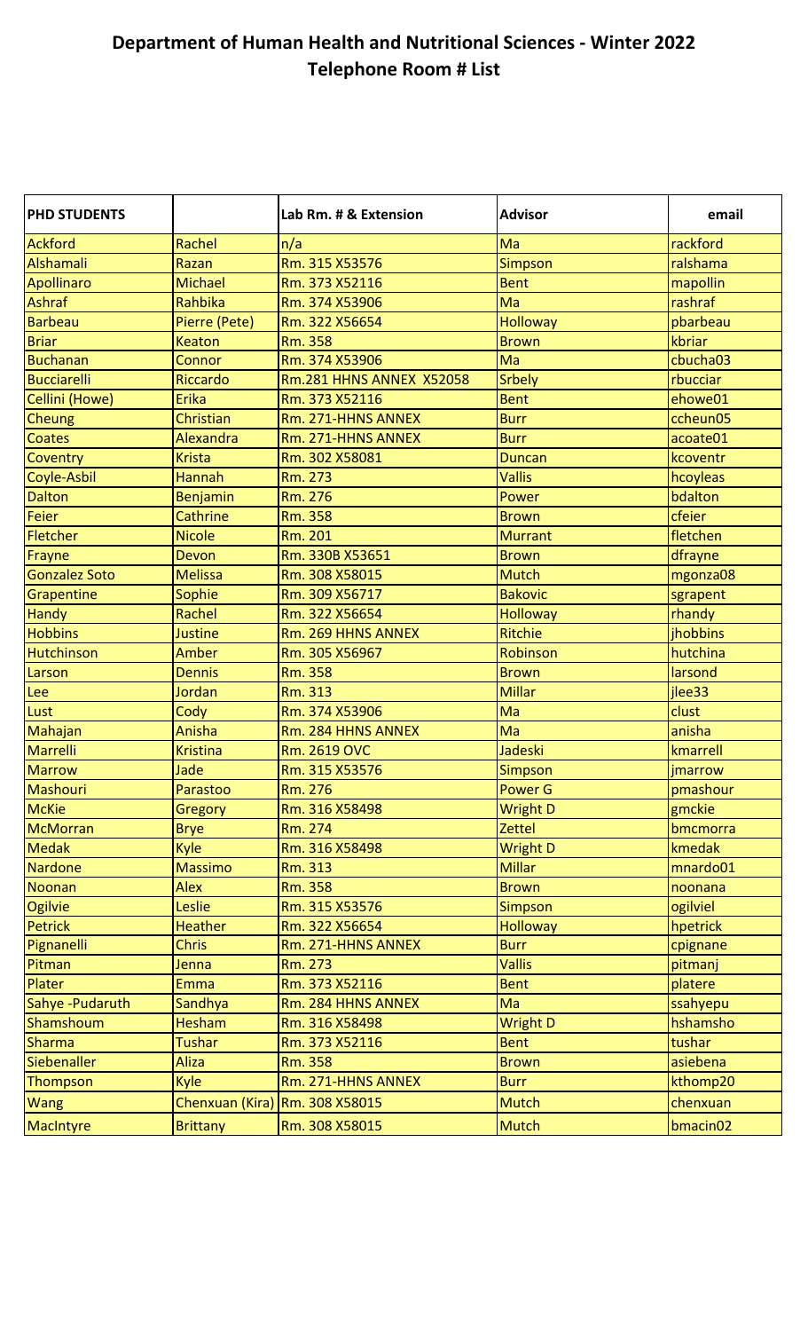# Department of Human Health and Nutritional Sciences - Winter 2022
# Telephone Room # List

| PHD STUDENTS | | Lab Rm. # & Extension | Advisor | email |
|---|---|---|---|---|
| Ackford | Rachel | n/a | Ma | rackford |
| Alshamali | Razan | Rm. 315 X53576 | Simpson | ralshama |
| Apollinaro | Michael | Rm. 373 X52116 | Bent | mapollin |
| Ashraf | Rahbika | Rm. 374 X53906 | Ma | rashraf |
| Barbeau | Pierre (Pete) | Rm. 322 X56654 | Holloway | pbarbeau |
| Briar | Keaton | Rm. 358 | Brown | kbriar |
| Buchanan | Connor | Rm. 374 X53906 | Ma | cbucha03 |
| Bucciarelli | Riccardo | Rm.281 HHNS ANNEX X52058 | Srbely | rbucciar |
| Cellini (Howe) | Erika | Rm. 373 X52116 | Bent | ehowe01 |
| Cheung | Christian | Rm. 271-HHNS ANNEX | Burr | ccheun05 |
| Coates | Alexandra | Rm. 271-HHNS ANNEX | Burr | acoate01 |
| Coventry | Krista | Rm. 302 X58081 | Duncan | kcoventr |
| Coyle-Asbil | Hannah | Rm. 273 | Vallis | hcoyleas |
| Dalton | Benjamin | Rm. 276 | Power | bdalton |
| Feier | Cathrine | Rm. 358 | Brown | cfeier |
| Fletcher | Nicole | Rm. 201 | Murrant | fletchen |
| Frayne | Devon | Rm. 330B X53651 | Brown | dfrayne |
| Gonzalez Soto | Melissa | Rm. 308 X58015 | Mutch | mgonza08 |
| Grapentine | Sophie | Rm. 309 X56717 | Bakovic | sgrapent |
| Handy | Rachel | Rm. 322 X56654 | Holloway | rhandy |
| Hobbins | Justine | Rm. 269 HHNS ANNEX | Ritchie | jhobbins |
| Hutchinson | Amber | Rm. 305 X56967 | Robinson | hutchina |
| Larson | Dennis | Rm. 358 | Brown | larsond |
| Lee | Jordan | Rm. 313 | Millar | jlee33 |
| Lust | Cody | Rm. 374 X53906 | Ma | clust |
| Mahajan | Anisha | Rm. 284 HHNS ANNEX | Ma | anisha |
| Marrelli | Kristina | Rm. 2619 OVC | Jadeski | kmarrell |
| Marrow | Jade | Rm. 315 X53576 | Simpson | jmarrow |
| Mashouri | Parastoo | Rm. 276 | Power G | pmashour |
| McKie | Gregory | Rm. 316 X58498 | Wright D | gmckie |
| McMorran | Brye | Rm. 274 | Zettel | bmcmorra |
| Medak | Kyle | Rm. 316 X58498 | Wright D | kmedak |
| Nardone | Massimo | Rm. 313 | Millar | mnardo01 |
| Noonan | Alex | Rm. 358 | Brown | noonana |
| Ogilvie | Leslie | Rm. 315 X53576 | Simpson | ogilviel |
| Petrick | Heather | Rm. 322 X56654 | Holloway | hpetrick |
| Pignanelli | Chris | Rm. 271-HHNS ANNEX | Burr | cpignane |
| Pitman | Jenna | Rm. 273 | Vallis | pitmanj |
| Plater | Emma | Rm. 373 X52116 | Bent | platere |
| Sahye -Pudaruth | Sandhya | Rm. 284 HHNS ANNEX | Ma | ssahyepu |
| Shamshoum | Hesham | Rm. 316 X58498 | Wright D | hshamsho |
| Sharma | Tushar | Rm. 373 X52116 | Bent | tushar |
| Siebenaller | Aliza | Rm. 358 | Brown | asiebena |
| Thompson | Kyle | Rm. 271-HHNS ANNEX | Burr | kthomp20 |
| Wang | Chenxuan (Kira) | Rm. 308 X58015 | Mutch | chenxuan |
| MacIntyre | Brittany | Rm. 308 X58015 | Mutch | bmacin02 |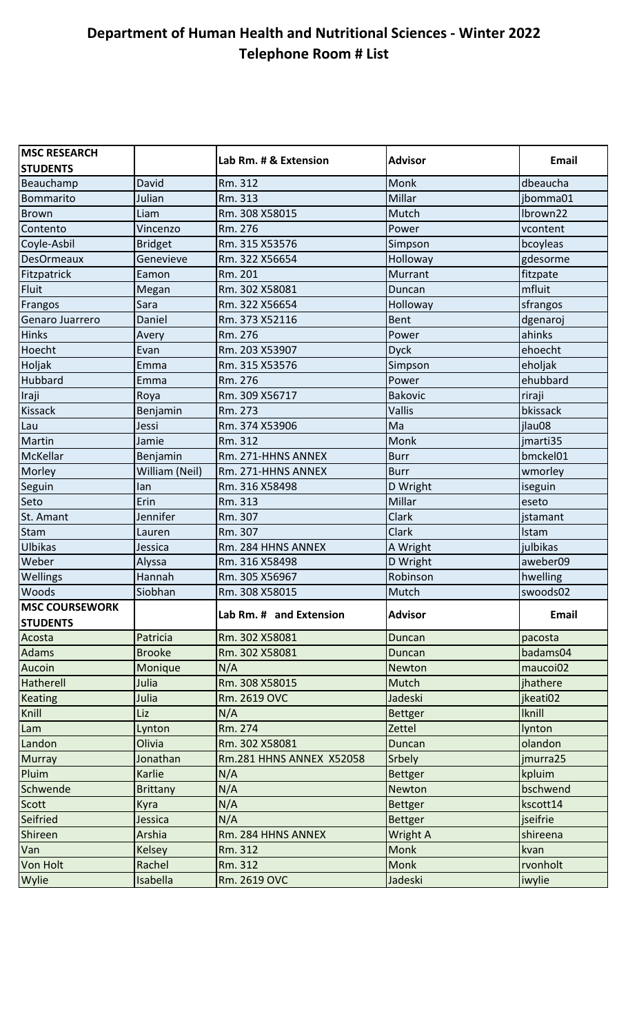# Department of Human Health and Nutritional Sciences - Winter 2022
## Telephone Room # List

| MSC RESEARCH STUDENTS | | Lab Rm. # & Extension | Advisor | Email |
|---|---|---|---|---|
| Beauchamp | David | Rm. 312 | Monk | dbeaucha |
| Bommarito | Julian | Rm. 313 | Millar | jbomma01 |
| Brown | Liam | Rm. 308 X58015 | Mutch | lbrown22 |
| Contento | Vincenzo | Rm. 276 | Power | vcontent |
| Coyle-Asbil | Bridget | Rm. 315 X53576 | Simpson | bcoyleas |
| DesOrmeaux | Genevieve | Rm. 322 X56654 | Holloway | gdesorme |
| Fitzpatrick | Eamon | Rm. 201 | Murrant | fitzpate |
| Fluit | Megan | Rm. 302 X58081 | Duncan | mfluit |
| Frangos | Sara | Rm. 322 X56654 | Holloway | sfrangos |
| Genaro Juarrero | Daniel | Rm. 373 X52116 | Bent | dgenaroj |
| Hinks | Avery | Rm. 276 | Power | ahinks |
| Hoecht | Evan | Rm. 203 X53907 | Dyck | ehoecht |
| Holjak | Emma | Rm. 315 X53576 | Simpson | eholjak |
| Hubbard | Emma | Rm. 276 | Power | ehubbard |
| Iraji | Roya | Rm. 309 X56717 | Bakovic | riraji |
| Kissack | Benjamin | Rm. 273 | Vallis | bkissack |
| Lau | Jessi | Rm. 374 X53906 | Ma | jlau08 |
| Martin | Jamie | Rm. 312 | Monk | jmarti35 |
| McKellar | Benjamin | Rm. 271-HHNS ANNEX | Burr | bmckel01 |
| Morley | William (Neil) | Rm. 271-HHNS ANNEX | Burr | wmorley |
| Seguin | Ian | Rm. 316 X58498 | D Wright | iseguin |
| Seto | Erin | Rm. 313 | Millar | eseto |
| St. Amant | Jennifer | Rm. 307 | Clark | jstamant |
| Stam | Lauren | Rm. 307 | Clark | lstam |
| Ulbikas | Jessica | Rm. 284 HHNS ANNEX | A Wright | julbikas |
| Weber | Alyssa | Rm. 316 X58498 | D Wright | aweber09 |
| Wellings | Hannah | Rm. 305 X56967 | Robinson | hwelling |
| Woods | Siobhan | Rm. 308 X58015 | Mutch | swoods02 |
| **MSC COURSEWORK STUDENTS** | | **Lab Rm. # and Extension** | **Advisor** | **Email** |
| Acosta | Patricia | Rm. 302 X58081 | Duncan | pacosta |
| Adams | Brooke | Rm. 302 X58081 | Duncan | badams04 |
| Aucoin | Monique | N/A | Newton | maucoi02 |
| Hatherell | Julia | Rm. 308 X58015 | Mutch | jhathere |
| Keating | Julia | Rm. 2619 OVC | Jadeski | jkeati02 |
| Knill | Liz | N/A | Bettger | lknill |
| Lam | Lynton | Rm. 274 | Zettel | lynton |
| Landon | Olivia | Rm. 302 X58081 | Duncan | olandon |
| Murray | Jonathan | Rm.281 HHNS ANNEX X52058 | Srbely | jmurra25 |
| Pluim | Karlie | N/A | Bettger | kpluim |
| Schwende | Brittany | N/A | Newton | bschwend |
| Scott | Kyra | N/A | Bettger | kscott14 |
| Seifried | Jessica | N/A | Bettger | jseifrie |
| Shireen | Arshia | Rm. 284 HHNS ANNEX | Wright A | shireena |
| Van | Kelsey | Rm. 312 | Monk | kvan |
| Von Holt | Rachel | Rm. 312 | Monk | rvonholt |
| Wylie | Isabella | Rm. 2619 OVC | Jadeski | iwylie |